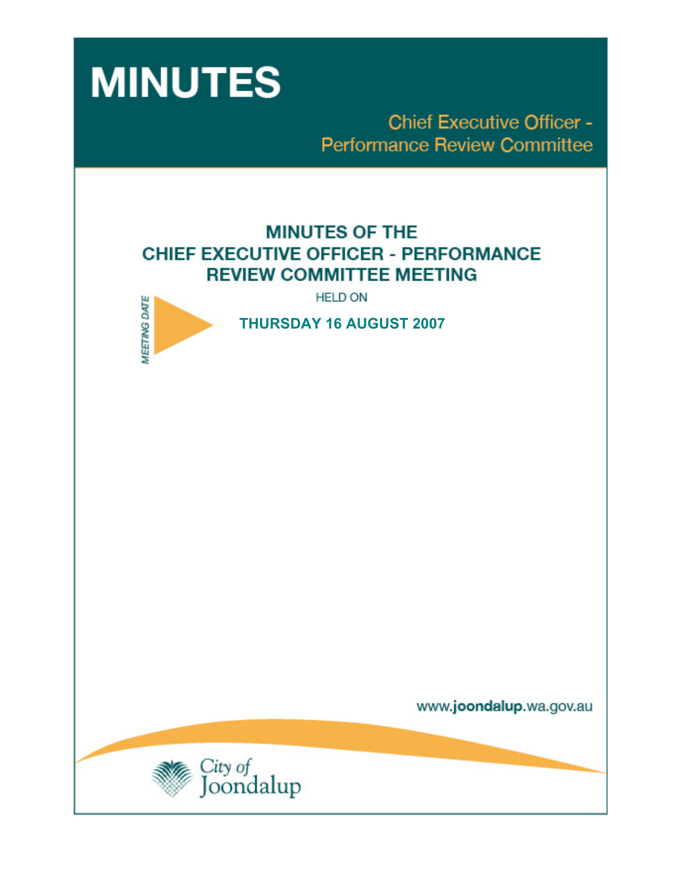# MINUTES

Chief Executive Officer - Performance Review Committee

## MINUTES OF THE CHIEF EXECUTIVE OFFICER - PERFORMANCE REVIEW COMMITTEE MEETING

HELD ON

MEETING DATE

**THURSDAY 16 AUGUST 2007**

www.joondalup.wa.gov.au

City of Joondalup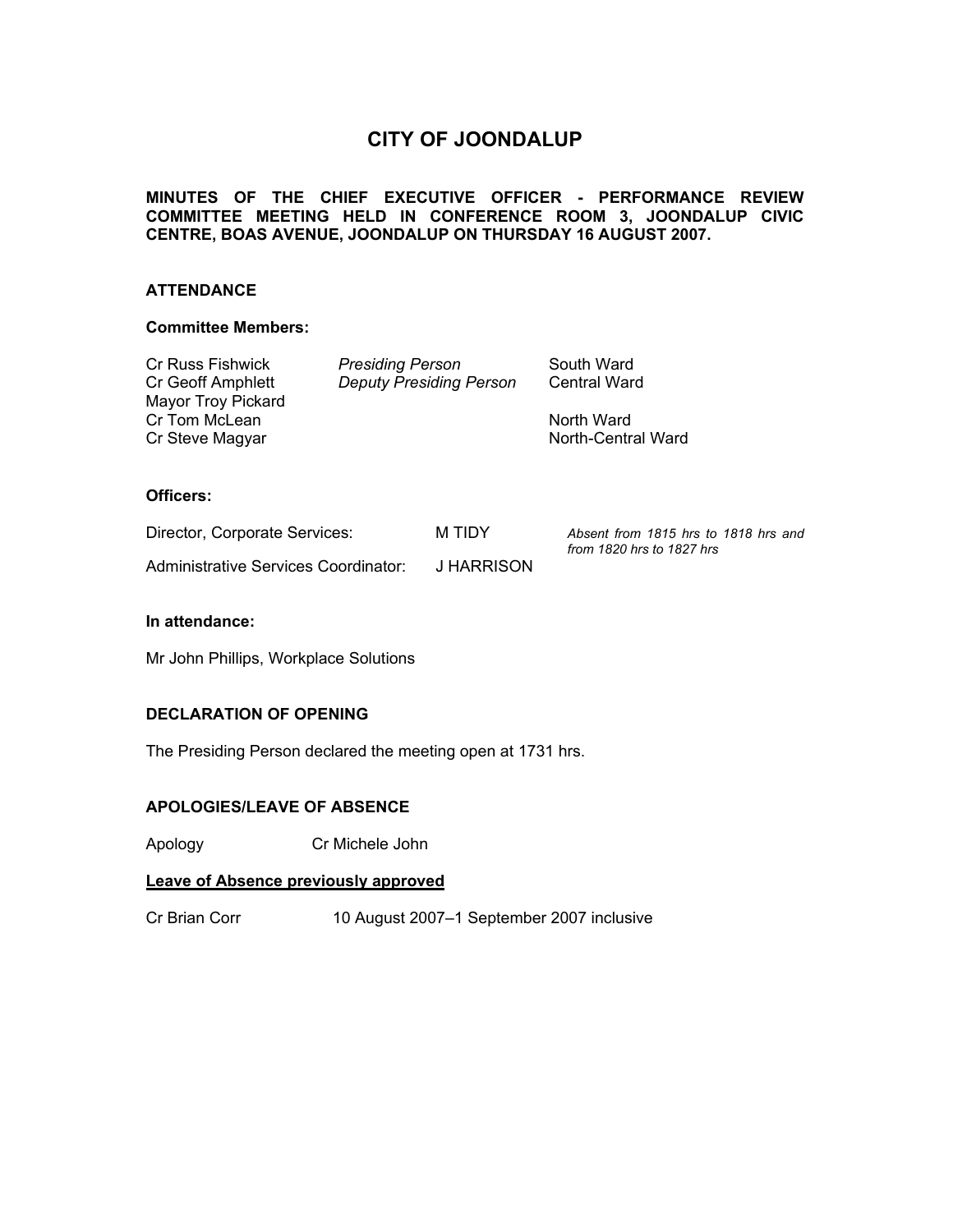# CITY OF JOONDALUP

**MINUTES OF THE CHIEF EXECUTIVE OFFICER - PERFORMANCE REVIEW COMMITTEE MEETING HELD IN CONFERENCE ROOM 3, JOONDALUP CIVIC CENTRE, BOAS AVENUE, JOONDALUP ON THURSDAY 16 AUGUST 2007.**

## ATTENDANCE

### Committee Members:

| | | |
|---|---|---|
| Cr Russ Fishwick | *Presiding Person* | South Ward |
| Cr Geoff Amphlett | *Deputy Presiding Person* | Central Ward |
| Mayor Troy Pickard | | |
| Cr Tom McLean | | North Ward |
| Cr Steve Magyar | | North-Central Ward |

### Officers:

| | | |
|---|---|---|
| Director, Corporate Services: | M TIDY | *Absent from 1815 hrs to 1818 hrs and from 1820 hrs to 1827 hrs* |
| Administrative Services Coordinator: | J HARRISON | |

### In attendance:

Mr John Phillips, Workplace Solutions

## DECLARATION OF OPENING

The Presiding Person declared the meeting open at 1731 hrs.

## APOLOGIES/LEAVE OF ABSENCE

Apology Cr Michele John

**Leave of Absence previously approved**

Cr Brian Corr 10 August 2007–1 September 2007 inclusive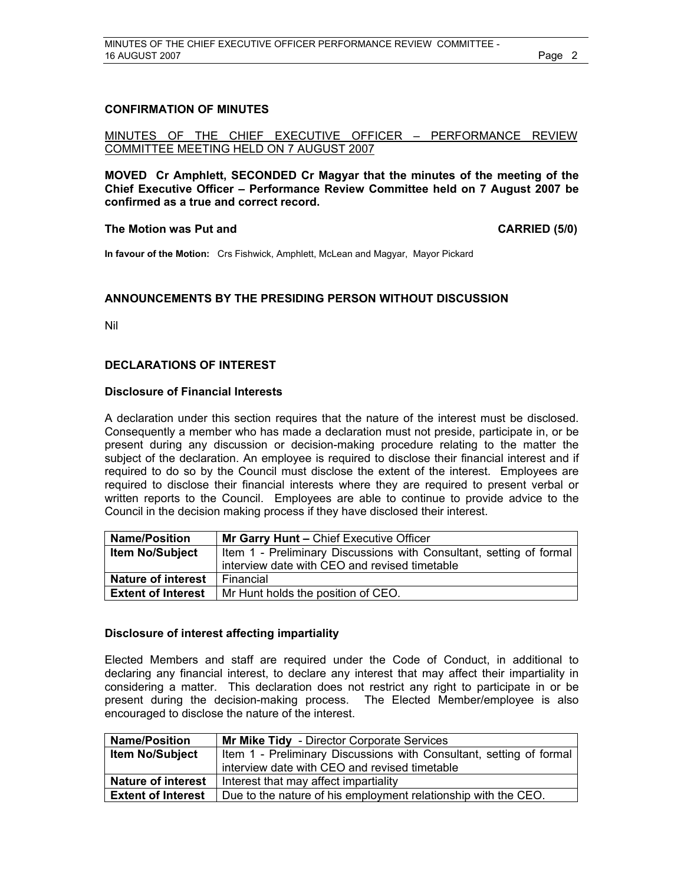## CONFIRMATION OF MINUTES

MINUTES OF THE CHIEF EXECUTIVE OFFICER – PERFORMANCE REVIEW COMMITTEE MEETING HELD ON 7 AUGUST 2007

**MOVED Cr Amphlett, SECONDED Cr Magyar that the minutes of the meeting of the Chief Executive Officer – Performance Review Committee held on 7 August 2007 be confirmed as a true and correct record.**

**The Motion was Put and CARRIED (5/0)**

**In favour of the Motion:** Crs Fishwick, Amphlett, McLean and Magyar, Mayor Pickard

## ANNOUNCEMENTS BY THE PRESIDING PERSON WITHOUT DISCUSSION

Nil

## DECLARATIONS OF INTEREST

### Disclosure of Financial Interests

A declaration under this section requires that the nature of the interest must be disclosed. Consequently a member who has made a declaration must not preside, participate in, or be present during any discussion or decision-making procedure relating to the matter the subject of the declaration. An employee is required to disclose their financial interest and if required to do so by the Council must disclose the extent of the interest. Employees are required to disclose their financial interests where they are required to present verbal or written reports to the Council. Employees are able to continue to provide advice to the Council in the decision making process if they have disclosed their interest.

| **Name/Position** | **Mr Garry Hunt –** Chief Executive Officer |
|---|---|
| **Item No/Subject** | Item 1 - Preliminary Discussions with Consultant, setting of formal interview date with CEO and revised timetable |
| **Nature of interest** | Financial |
| **Extent of Interest** | Mr Hunt holds the position of CEO. |

### Disclosure of interest affecting impartiality

Elected Members and staff are required under the Code of Conduct, in additional to declaring any financial interest, to declare any interest that may affect their impartiality in considering a matter. This declaration does not restrict any right to participate in or be present during the decision-making process. The Elected Member/employee is also encouraged to disclose the nature of the interest.

| **Name/Position** | **Mr Mike Tidy** - Director Corporate Services |
|---|---|
| **Item No/Subject** | Item 1 - Preliminary Discussions with Consultant, setting of formal interview date with CEO and revised timetable |
| **Nature of interest** | Interest that may affect impartiality |
| **Extent of Interest** | Due to the nature of his employment relationship with the CEO. |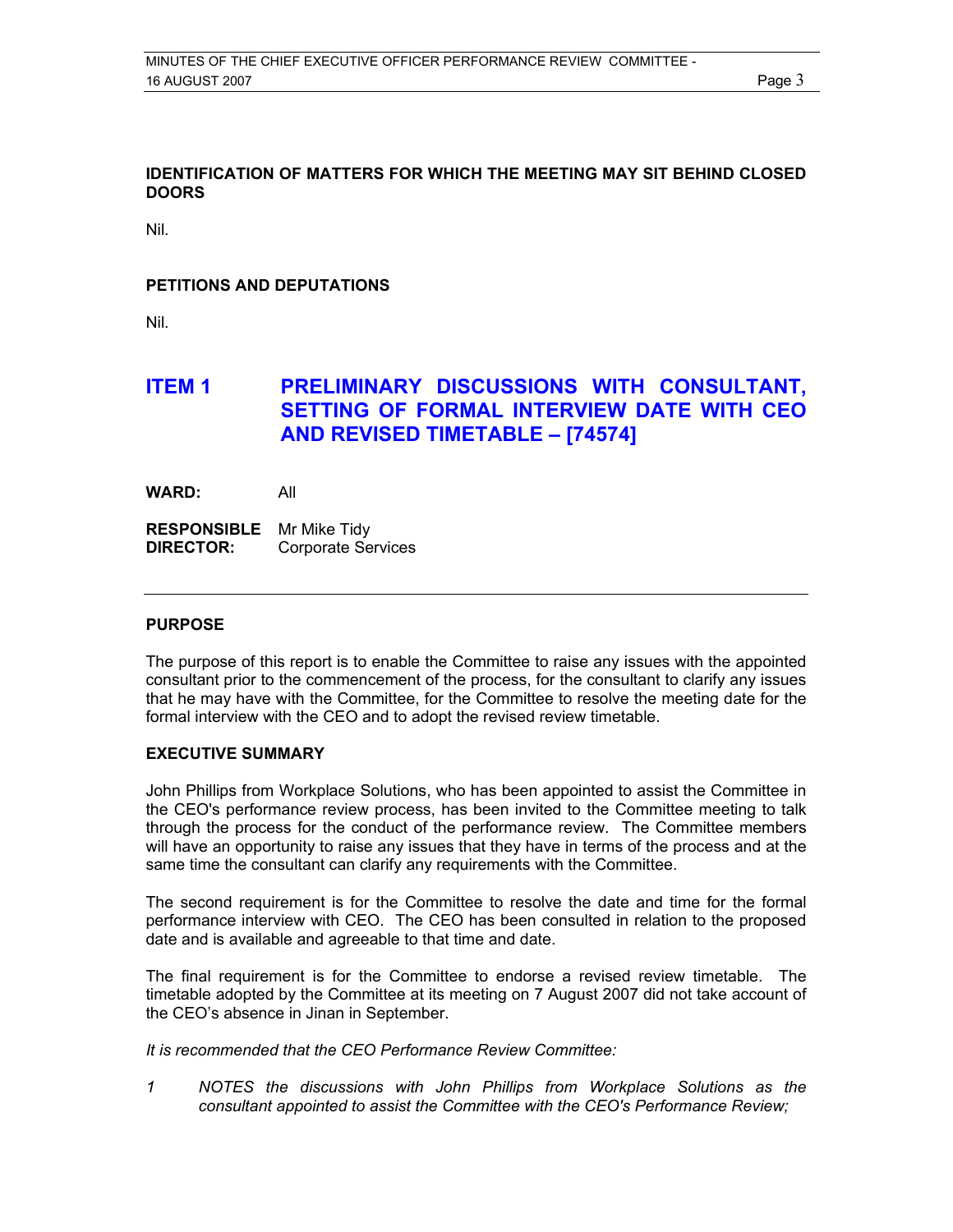**IDENTIFICATION OF MATTERS FOR WHICH THE MEETING MAY SIT BEHIND CLOSED DOORS**

Nil.

**PETITIONS AND DEPUTATIONS**

Nil.

# ITEM 1 PRELIMINARY DISCUSSIONS WITH CONSULTANT, SETTING OF FORMAL INTERVIEW DATE WITH CEO AND REVISED TIMETABLE – [74574]

**WARD:** All

**RESPONSIBLE DIRECTOR:** Mr Mike Tidy
Corporate Services

---

**PURPOSE**

The purpose of this report is to enable the Committee to raise any issues with the appointed consultant prior to the commencement of the process, for the consultant to clarify any issues that he may have with the Committee, for the Committee to resolve the meeting date for the formal interview with the CEO and to adopt the revised review timetable.

**EXECUTIVE SUMMARY**

John Phillips from Workplace Solutions, who has been appointed to assist the Committee in the CEO's performance review process, has been invited to the Committee meeting to talk through the process for the conduct of the performance review. The Committee members will have an opportunity to raise any issues that they have in terms of the process and at the same time the consultant can clarify any requirements with the Committee.

The second requirement is for the Committee to resolve the date and time for the formal performance interview with CEO. The CEO has been consulted in relation to the proposed date and is available and agreeable to that time and date.

The final requirement is for the Committee to endorse a revised review timetable. The timetable adopted by the Committee at its meeting on 7 August 2007 did not take account of the CEO's absence in Jinan in September.

*It is recommended that the CEO Performance Review Committee:*

*1 NOTES the discussions with John Phillips from Workplace Solutions as the consultant appointed to assist the Committee with the CEO's Performance Review;*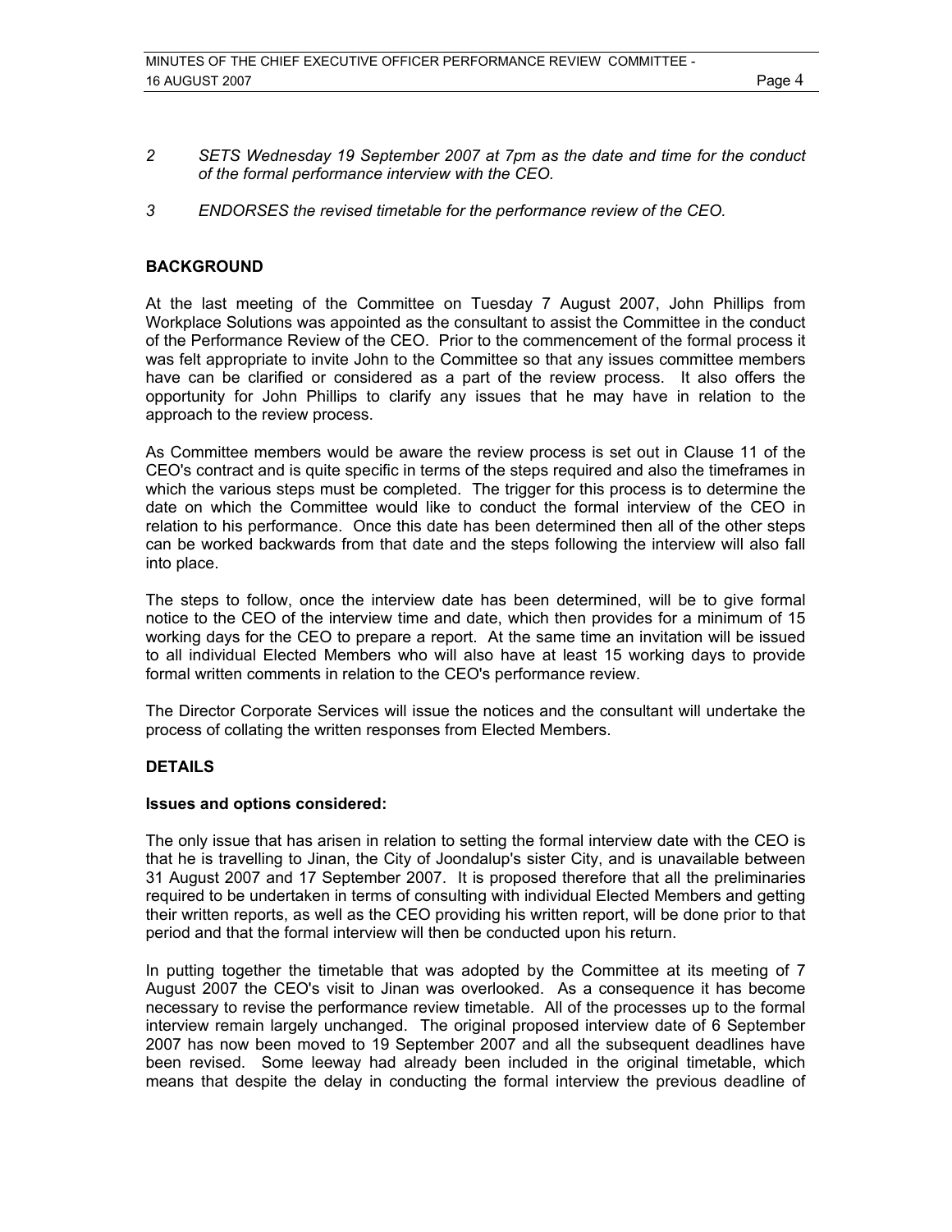2 *SETS Wednesday 19 September 2007 at 7pm as the date and time for the conduct of the formal performance interview with the CEO.*

3 *ENDORSES the revised timetable for the performance review of the CEO.*

## BACKGROUND

At the last meeting of the Committee on Tuesday 7 August 2007, John Phillips from Workplace Solutions was appointed as the consultant to assist the Committee in the conduct of the Performance Review of the CEO. Prior to the commencement of the formal process it was felt appropriate to invite John to the Committee so that any issues committee members have can be clarified or considered as a part of the review process. It also offers the opportunity for John Phillips to clarify any issues that he may have in relation to the approach to the review process.

As Committee members would be aware the review process is set out in Clause 11 of the CEO's contract and is quite specific in terms of the steps required and also the timeframes in which the various steps must be completed. The trigger for this process is to determine the date on which the Committee would like to conduct the formal interview of the CEO in relation to his performance. Once this date has been determined then all of the other steps can be worked backwards from that date and the steps following the interview will also fall into place.

The steps to follow, once the interview date has been determined, will be to give formal notice to the CEO of the interview time and date, which then provides for a minimum of 15 working days for the CEO to prepare a report. At the same time an invitation will be issued to all individual Elected Members who will also have at least 15 working days to provide formal written comments in relation to the CEO's performance review.

The Director Corporate Services will issue the notices and the consultant will undertake the process of collating the written responses from Elected Members.

## DETAILS

### Issues and options considered:

The only issue that has arisen in relation to setting the formal interview date with the CEO is that he is travelling to Jinan, the City of Joondalup's sister City, and is unavailable between 31 August 2007 and 17 September 2007. It is proposed therefore that all the preliminaries required to be undertaken in terms of consulting with individual Elected Members and getting their written reports, as well as the CEO providing his written report, will be done prior to that period and that the formal interview will then be conducted upon his return.

In putting together the timetable that was adopted by the Committee at its meeting of 7 August 2007 the CEO's visit to Jinan was overlooked. As a consequence it has become necessary to revise the performance review timetable. All of the processes up to the formal interview remain largely unchanged. The original proposed interview date of 6 September 2007 has now been moved to 19 September 2007 and all the subsequent deadlines have been revised. Some leeway had already been included in the original timetable, which means that despite the delay in conducting the formal interview the previous deadline of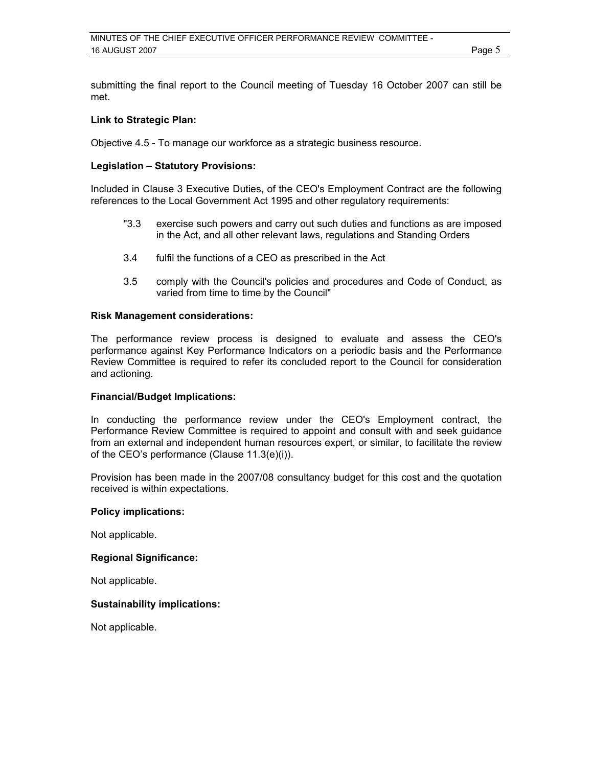submitting the final report to the Council meeting of Tuesday 16 October 2007 can still be met.

**Link to Strategic Plan:**

Objective 4.5 - To manage our workforce as a strategic business resource.

**Legislation – Statutory Provisions:**

Included in Clause 3 Executive Duties, of the CEO's Employment Contract are the following references to the Local Government Act 1995 and other regulatory requirements:

> "3.3 exercise such powers and carry out such duties and functions as are imposed in the Act, and all other relevant laws, regulations and Standing Orders
>
> 3.4 fulfil the functions of a CEO as prescribed in the Act
>
> 3.5 comply with the Council's policies and procedures and Code of Conduct, as varied from time to time by the Council"

**Risk Management considerations:**

The performance review process is designed to evaluate and assess the CEO's performance against Key Performance Indicators on a periodic basis and the Performance Review Committee is required to refer its concluded report to the Council for consideration and actioning.

**Financial/Budget Implications:**

In conducting the performance review under the CEO's Employment contract, the Performance Review Committee is required to appoint and consult with and seek guidance from an external and independent human resources expert, or similar, to facilitate the review of the CEO's performance (Clause 11.3(e)(i)).

Provision has been made in the 2007/08 consultancy budget for this cost and the quotation received is within expectations.

**Policy implications:**

Not applicable.

**Regional Significance:**

Not applicable.

**Sustainability implications:**

Not applicable.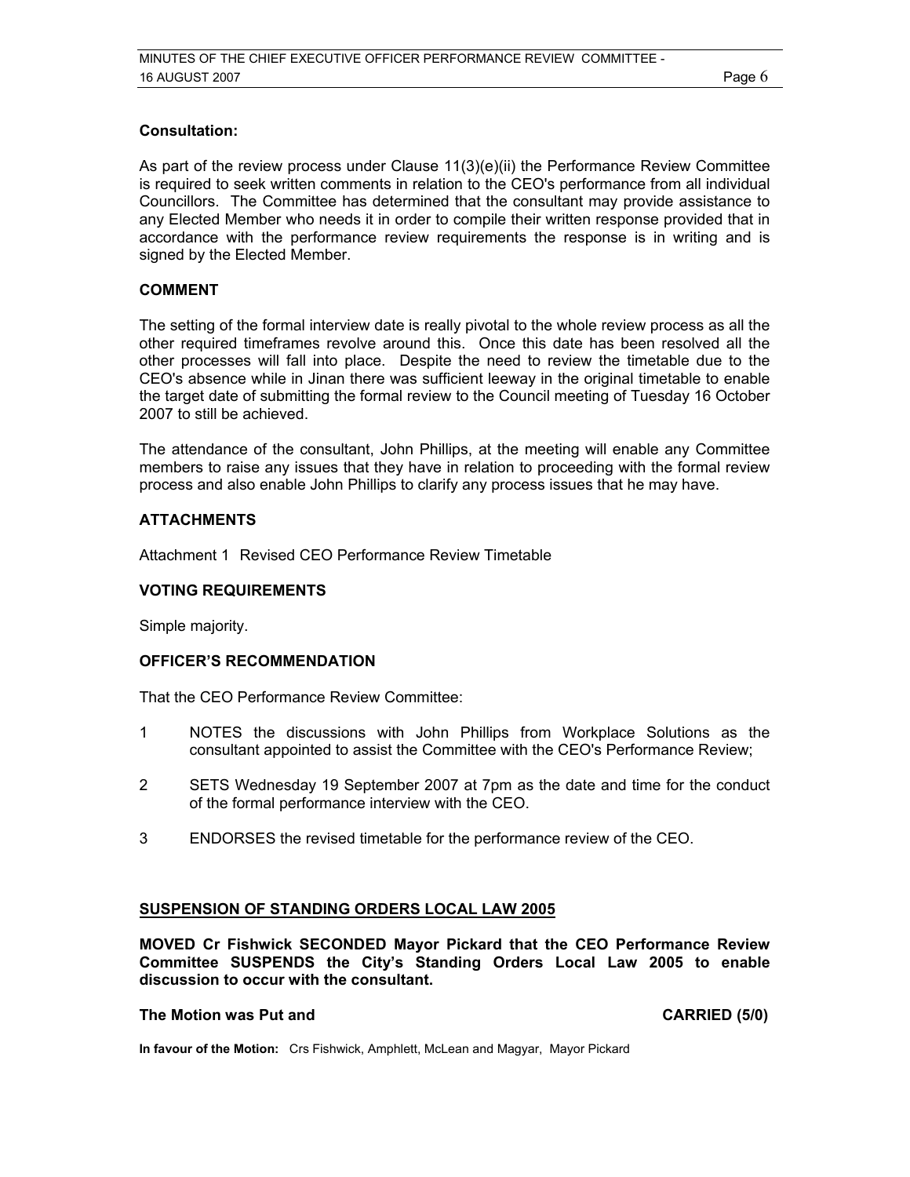**Consultation:**

As part of the review process under Clause 11(3)(e)(ii) the Performance Review Committee is required to seek written comments in relation to the CEO's performance from all individual Councillors. The Committee has determined that the consultant may provide assistance to any Elected Member who needs it in order to compile their written response provided that in accordance with the performance review requirements the response is in writing and is signed by the Elected Member.

## COMMENT

The setting of the formal interview date is really pivotal to the whole review process as all the other required timeframes revolve around this. Once this date has been resolved all the other processes will fall into place. Despite the need to review the timetable due to the CEO's absence while in Jinan there was sufficient leeway in the original timetable to enable the target date of submitting the formal review to the Council meeting of Tuesday 16 October 2007 to still be achieved.

The attendance of the consultant, John Phillips, at the meeting will enable any Committee members to raise any issues that they have in relation to proceeding with the formal review process and also enable John Phillips to clarify any process issues that he may have.

## ATTACHMENTS

Attachment 1 Revised CEO Performance Review Timetable

## VOTING REQUIREMENTS

Simple majority.

## OFFICER'S RECOMMENDATION

That the CEO Performance Review Committee:

1. NOTES the discussions with John Phillips from Workplace Solutions as the consultant appointed to assist the Committee with the CEO's Performance Review;
2. SETS Wednesday 19 September 2007 at 7pm as the date and time for the conduct of the formal performance interview with the CEO.
3. ENDORSES the revised timetable for the performance review of the CEO.

## SUSPENSION OF STANDING ORDERS LOCAL LAW 2005

**MOVED Cr Fishwick SECONDED Mayor Pickard that the CEO Performance Review Committee SUSPENDS the City's Standing Orders Local Law 2005 to enable discussion to occur with the consultant.**

**The Motion was Put and CARRIED (5/0)**

**In favour of the Motion:** Crs Fishwick, Amphlett, McLean and Magyar, Mayor Pickard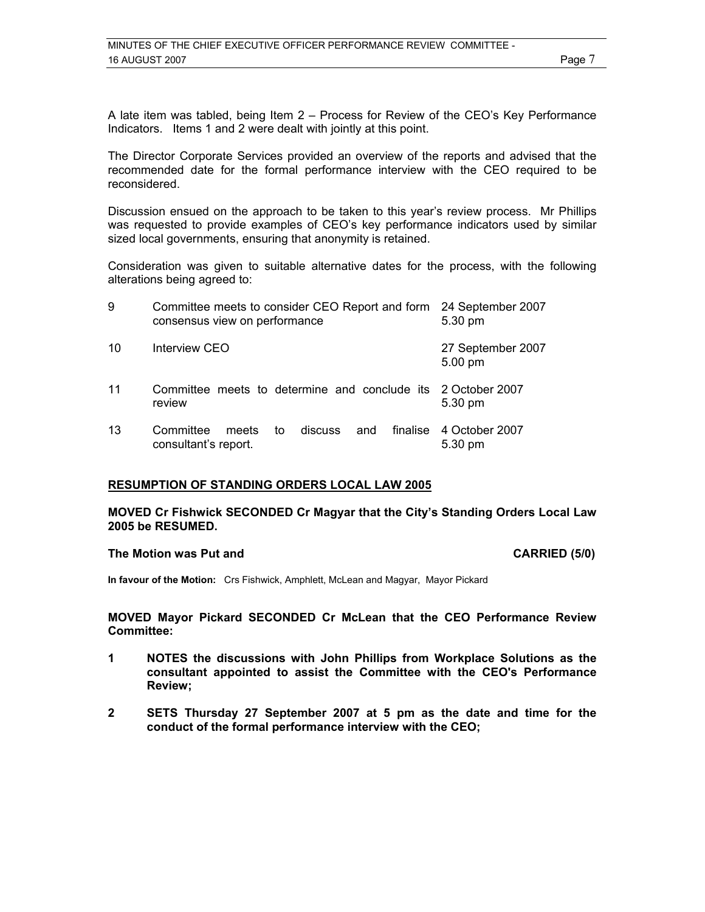A late item was tabled, being Item 2 – Process for Review of the CEO's Key Performance Indicators. Items 1 and 2 were dealt with jointly at this point.

The Director Corporate Services provided an overview of the reports and advised that the recommended date for the formal performance interview with the CEO required to be reconsidered.

Discussion ensued on the approach to be taken to this year's review process. Mr Phillips was requested to provide examples of CEO's key performance indicators used by similar sized local governments, ensuring that anonymity is retained.

Consideration was given to suitable alternative dates for the process, with the following alterations being agreed to:

| | | |
|---|---|---|
| 9 | Committee meets to consider CEO Report and form consensus view on performance | 24 September 2007 5.30 pm |
| 10 | Interview CEO | 27 September 2007 5.00 pm |
| 11 | Committee meets to determine and conclude its review | 2 October 2007 5.30 pm |
| 13 | Committee meets to discuss and finalise consultant's report. | 4 October 2007 5.30 pm |

## RESUMPTION OF STANDING ORDERS LOCAL LAW 2005

**MOVED Cr Fishwick SECONDED Cr Magyar that the City's Standing Orders Local Law 2005 be RESUMED.**

**The Motion was Put and CARRIED (5/0)**

**In favour of the Motion:** Crs Fishwick, Amphlett, McLean and Magyar, Mayor Pickard

**MOVED Mayor Pickard SECONDED Cr McLean that the CEO Performance Review Committee:**

**1 NOTES the discussions with John Phillips from Workplace Solutions as the consultant appointed to assist the Committee with the CEO's Performance Review;**

**2 SETS Thursday 27 September 2007 at 5 pm as the date and time for the conduct of the formal performance interview with the CEO;**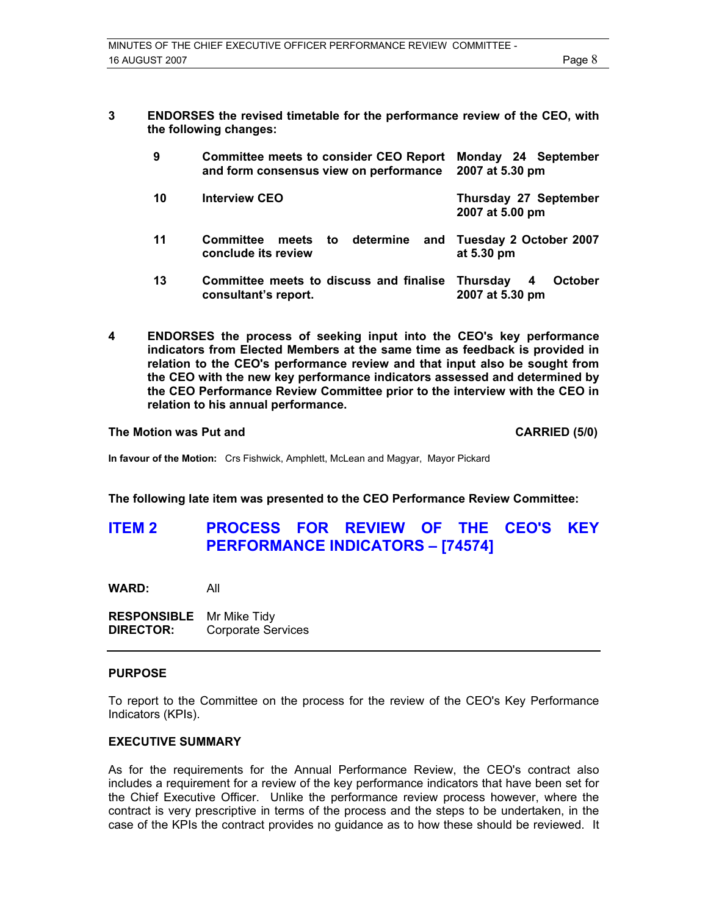**3 ENDORSES the revised timetable for the performance review of the CEO, with the following changes:**

| | | |
|---|---|---|
| **9** | **Committee meets to consider CEO Report and form consensus view on performance** | **Monday 24 September 2007 at 5.30 pm** |
| **10** | **Interview CEO** | **Thursday 27 September 2007 at 5.00 pm** |
| **11** | **Committee meets to determine and conclude its review** | **Tuesday 2 October 2007 at 5.30 pm** |
| **13** | **Committee meets to discuss and finalise consultant's report.** | **Thursday 4 October 2007 at 5.30 pm** |

**4 ENDORSES the process of seeking input into the CEO's key performance indicators from Elected Members at the same time as feedback is provided in relation to the CEO's performance review and that input also be sought from the CEO with the new key performance indicators assessed and determined by the CEO Performance Review Committee prior to the interview with the CEO in relation to his annual performance.**

**The Motion was Put and CARRIED (5/0)**

**In favour of the Motion:** Crs Fishwick, Amphlett, McLean and Magyar, Mayor Pickard

**The following late item was presented to the CEO Performance Review Committee:**

## ITEM 2 PROCESS FOR REVIEW OF THE CEO'S KEY PERFORMANCE INDICATORS – [74574]

**WARD:** All

**RESPONSIBLE DIRECTOR:** Mr Mike Tidy, Corporate Services

### PURPOSE

To report to the Committee on the process for the review of the CEO's Key Performance Indicators (KPIs).

### EXECUTIVE SUMMARY

As for the requirements for the Annual Performance Review, the CEO's contract also includes a requirement for a review of the key performance indicators that have been set for the Chief Executive Officer. Unlike the performance review process however, where the contract is very prescriptive in terms of the process and the steps to be undertaken, in the case of the KPIs the contract provides no guidance as to how these should be reviewed. It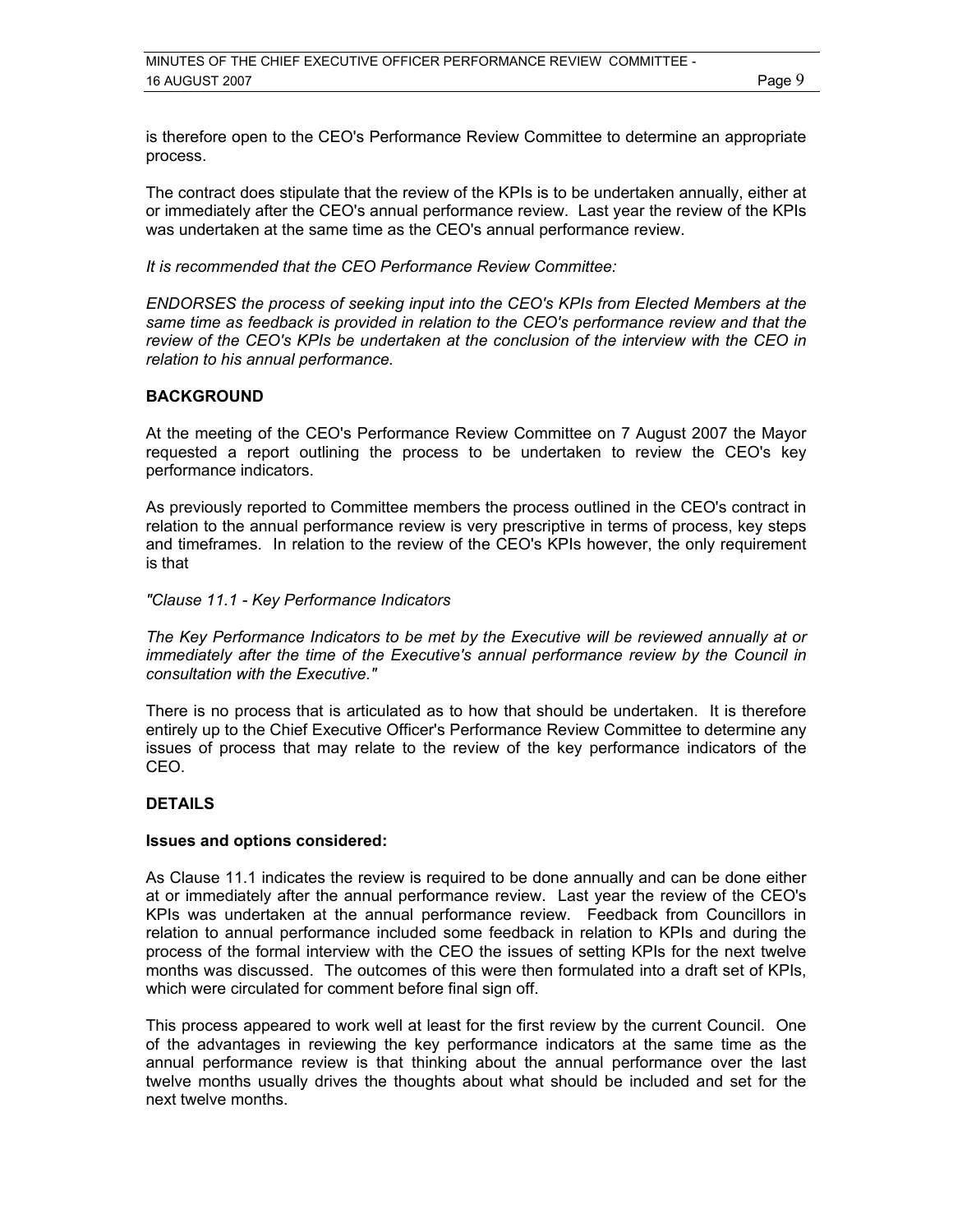is therefore open to the CEO's Performance Review Committee to determine an appropriate process.

The contract does stipulate that the review of the KPIs is to be undertaken annually, either at or immediately after the CEO's annual performance review. Last year the review of the KPIs was undertaken at the same time as the CEO's annual performance review.

*It is recommended that the CEO Performance Review Committee:*

*ENDORSES the process of seeking input into the CEO's KPIs from Elected Members at the same time as feedback is provided in relation to the CEO's performance review and that the review of the CEO's KPIs be undertaken at the conclusion of the interview with the CEO in relation to his annual performance.*

## BACKGROUND

At the meeting of the CEO's Performance Review Committee on 7 August 2007 the Mayor requested a report outlining the process to be undertaken to review the CEO's key performance indicators.

As previously reported to Committee members the process outlined in the CEO's contract in relation to the annual performance review is very prescriptive in terms of process, key steps and timeframes. In relation to the review of the CEO's KPIs however, the only requirement is that

*"Clause 11.1 - Key Performance Indicators*

*The Key Performance Indicators to be met by the Executive will be reviewed annually at or immediately after the time of the Executive's annual performance review by the Council in consultation with the Executive."*

There is no process that is articulated as to how that should be undertaken. It is therefore entirely up to the Chief Executive Officer's Performance Review Committee to determine any issues of process that may relate to the review of the key performance indicators of the CEO.

## DETAILS

### Issues and options considered:

As Clause 11.1 indicates the review is required to be done annually and can be done either at or immediately after the annual performance review. Last year the review of the CEO's KPIs was undertaken at the annual performance review. Feedback from Councillors in relation to annual performance included some feedback in relation to KPIs and during the process of the formal interview with the CEO the issues of setting KPIs for the next twelve months was discussed. The outcomes of this were then formulated into a draft set of KPIs, which were circulated for comment before final sign off.

This process appeared to work well at least for the first review by the current Council. One of the advantages in reviewing the key performance indicators at the same time as the annual performance review is that thinking about the annual performance over the last twelve months usually drives the thoughts about what should be included and set for the next twelve months.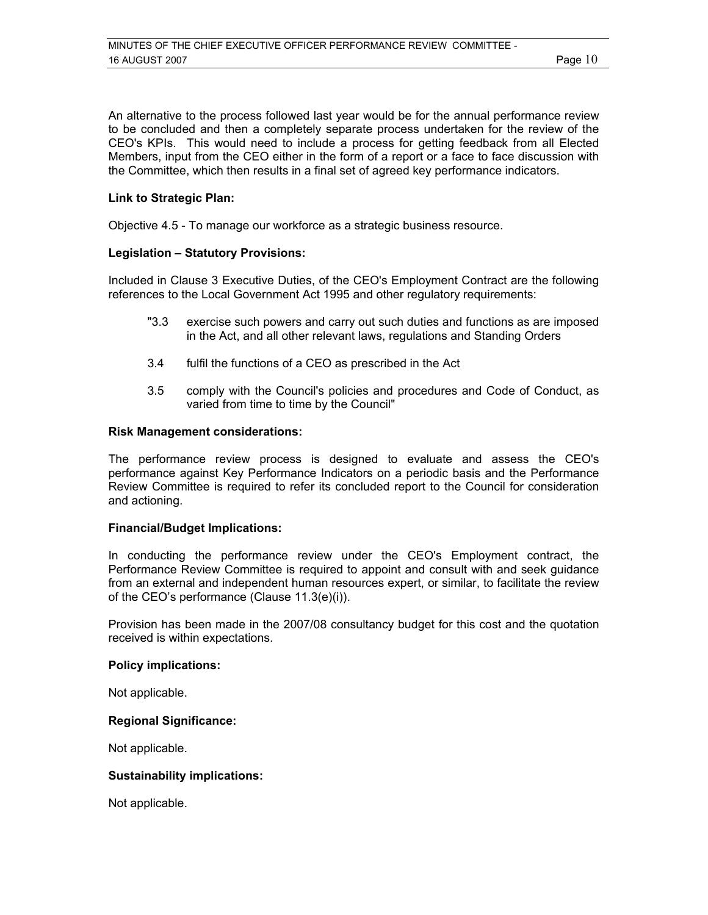An alternative to the process followed last year would be for the annual performance review to be concluded and then a completely separate process undertaken for the review of the CEO's KPIs. This would need to include a process for getting feedback from all Elected Members, input from the CEO either in the form of a report or a face to face discussion with the Committee, which then results in a final set of agreed key performance indicators.

**Link to Strategic Plan:**

Objective 4.5 - To manage our workforce as a strategic business resource.

**Legislation – Statutory Provisions:**

Included in Clause 3 Executive Duties, of the CEO's Employment Contract are the following references to the Local Government Act 1995 and other regulatory requirements:

> "3.3 exercise such powers and carry out such duties and functions as are imposed in the Act, and all other relevant laws, regulations and Standing Orders
>
> 3.4 fulfil the functions of a CEO as prescribed in the Act
>
> 3.5 comply with the Council's policies and procedures and Code of Conduct, as varied from time to time by the Council"

**Risk Management considerations:**

The performance review process is designed to evaluate and assess the CEO's performance against Key Performance Indicators on a periodic basis and the Performance Review Committee is required to refer its concluded report to the Council for consideration and actioning.

**Financial/Budget Implications:**

In conducting the performance review under the CEO's Employment contract, the Performance Review Committee is required to appoint and consult with and seek guidance from an external and independent human resources expert, or similar, to facilitate the review of the CEO's performance (Clause 11.3(e)(i)).

Provision has been made in the 2007/08 consultancy budget for this cost and the quotation received is within expectations.

**Policy implications:**

Not applicable.

**Regional Significance:**

Not applicable.

**Sustainability implications:**

Not applicable.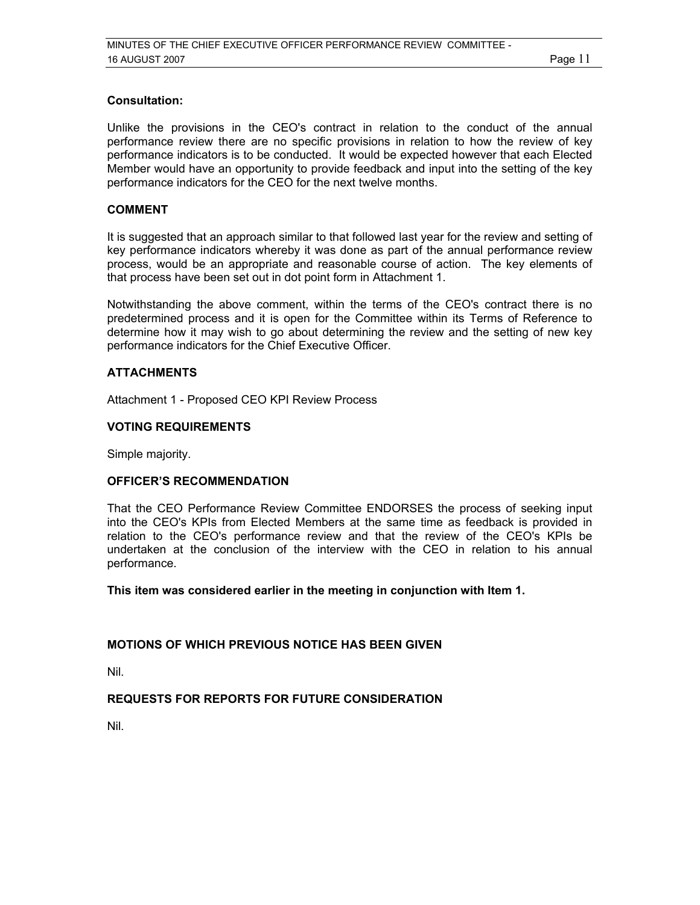**Consultation:**

Unlike the provisions in the CEO's contract in relation to the conduct of the annual performance review there are no specific provisions in relation to how the review of key performance indicators is to be conducted. It would be expected however that each Elected Member would have an opportunity to provide feedback and input into the setting of the key performance indicators for the CEO for the next twelve months.

**COMMENT**

It is suggested that an approach similar to that followed last year for the review and setting of key performance indicators whereby it was done as part of the annual performance review process, would be an appropriate and reasonable course of action. The key elements of that process have been set out in dot point form in Attachment 1.

Notwithstanding the above comment, within the terms of the CEO's contract there is no predetermined process and it is open for the Committee within its Terms of Reference to determine how it may wish to go about determining the review and the setting of new key performance indicators for the Chief Executive Officer.

**ATTACHMENTS**

Attachment 1 - Proposed CEO KPI Review Process

**VOTING REQUIREMENTS**

Simple majority.

**OFFICER'S RECOMMENDATION**

That the CEO Performance Review Committee ENDORSES the process of seeking input into the CEO's KPIs from Elected Members at the same time as feedback is provided in relation to the CEO's performance review and that the review of the CEO's KPIs be undertaken at the conclusion of the interview with the CEO in relation to his annual performance.

**This item was considered earlier in the meeting in conjunction with Item 1.**

**MOTIONS OF WHICH PREVIOUS NOTICE HAS BEEN GIVEN**

Nil.

**REQUESTS FOR REPORTS FOR FUTURE CONSIDERATION**

Nil.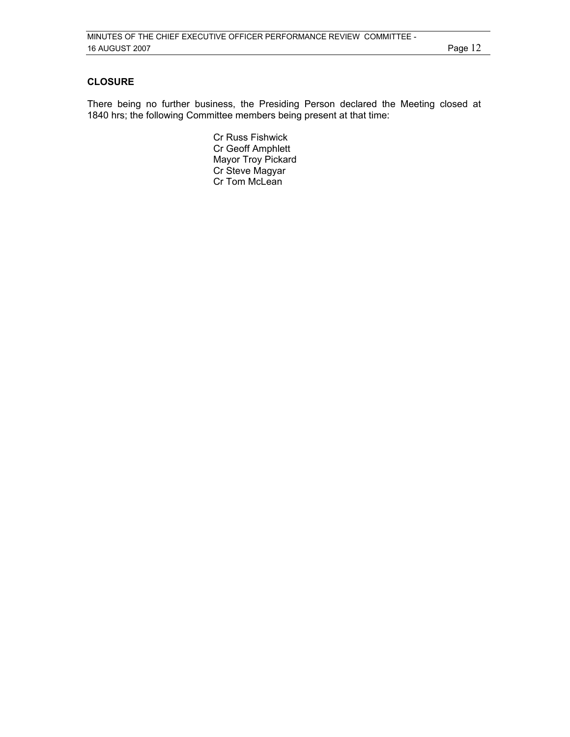## CLOSURE

There being no further business, the Presiding Person declared the Meeting closed at 1840 hrs; the following Committee members being present at that time:

Cr Russ Fishwick
Cr Geoff Amphlett
Mayor Troy Pickard
Cr Steve Magyar
Cr Tom McLean